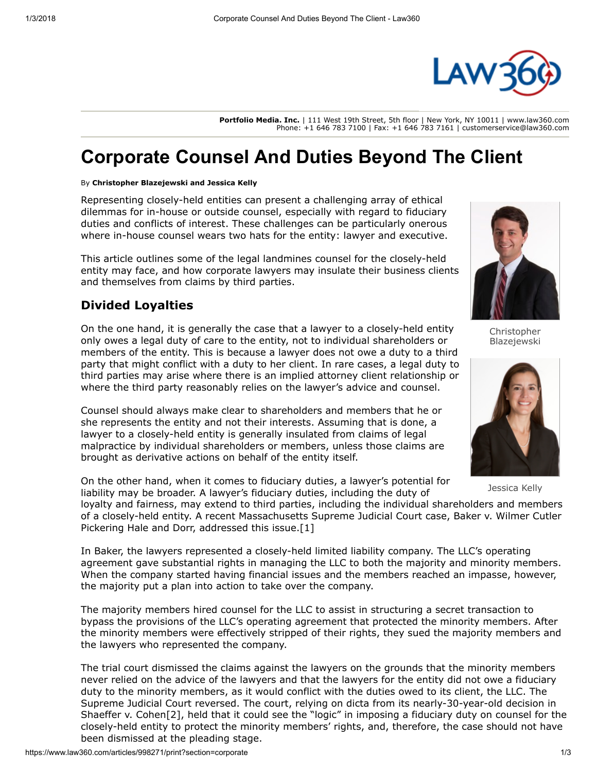**Portfolio Media. Inc.** | 111 West 19th Street, 5th floor | New York, NY 10011 | www.law360.com
Phone: +1 646 783 7100 | Fax: +1 646 783 7161 | customerservice@law360.com

# Corporate Counsel And Duties Beyond The Client

By **Christopher Blazejewski and Jessica Kelly**

Representing closely-held entities can present a challenging array of ethical dilemmas for in-house or outside counsel, especially with regard to fiduciary duties and conflicts of interest. These challenges can be particularly onerous where in-house counsel wears two hats for the entity: lawyer and executive.

This article outlines some of the legal landmines counsel for the closely-held entity may face, and how corporate lawyers may insulate their business clients and themselves from claims by third parties.

Christopher Blazejewski

Jessica Kelly

## Divided Loyalties

On the one hand, it is generally the case that a lawyer to a closely-held entity only owes a legal duty of care to the entity, not to individual shareholders or members of the entity. This is because a lawyer does not owe a duty to a third party that might conflict with a duty to her client. In rare cases, a legal duty to third parties may arise where there is an implied attorney client relationship or where the third party reasonably relies on the lawyer's advice and counsel.

Counsel should always make clear to shareholders and members that he or she represents the entity and not their interests. Assuming that is done, a lawyer to a closely-held entity is generally insulated from claims of legal malpractice by individual shareholders or members, unless those claims are brought as derivative actions on behalf of the entity itself.

On the other hand, when it comes to fiduciary duties, a lawyer's potential for liability may be broader. A lawyer's fiduciary duties, including the duty of loyalty and fairness, may extend to third parties, including the individual shareholders and members of a closely-held entity. A recent Massachusetts Supreme Judicial Court case, Baker v. Wilmer Cutler Pickering Hale and Dorr, addressed this issue.[1]

In Baker, the lawyers represented a closely-held limited liability company. The LLC's operating agreement gave substantial rights in managing the LLC to both the majority and minority members. When the company started having financial issues and the members reached an impasse, however, the majority put a plan into action to take over the company.

The majority members hired counsel for the LLC to assist in structuring a secret transaction to bypass the provisions of the LLC's operating agreement that protected the minority members. After the minority members were effectively stripped of their rights, they sued the majority members and the lawyers who represented the company.

The trial court dismissed the claims against the lawyers on the grounds that the minority members never relied on the advice of the lawyers and that the lawyers for the entity did not owe a fiduciary duty to the minority members, as it would conflict with the duties owed to its client, the LLC. The Supreme Judicial Court reversed. The court, relying on dicta from its nearly-30-year-old decision in Shaeffer v. Cohen[2], held that it could see the "logic" in imposing a fiduciary duty on counsel for the closely-held entity to protect the minority members' rights, and, therefore, the case should not have been dismissed at the pleading stage.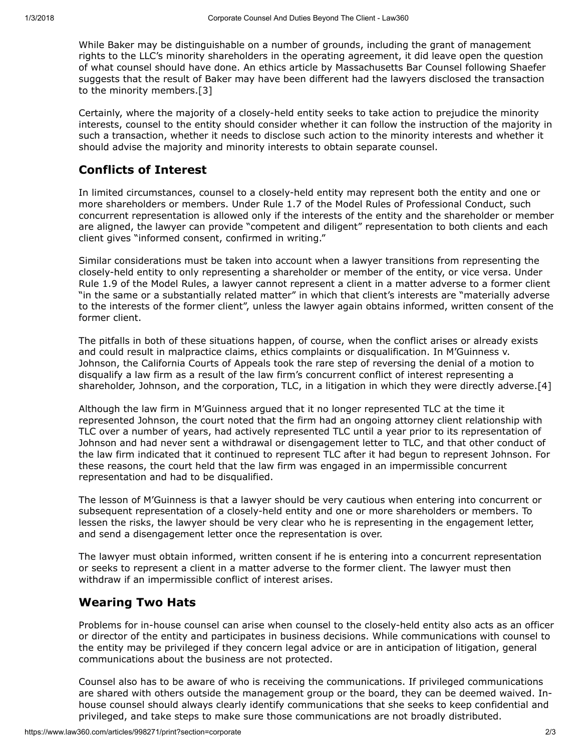While Baker may be distinguishable on a number of grounds, including the grant of management rights to the LLC's minority shareholders in the operating agreement, it did leave open the question of what counsel should have done. An ethics article by Massachusetts Bar Counsel following Shaefer suggests that the result of Baker may have been different had the lawyers disclosed the transaction to the minority members.[3]

Certainly, where the majority of a closely-held entity seeks to take action to prejudice the minority interests, counsel to the entity should consider whether it can follow the instruction of the majority in such a transaction, whether it needs to disclose such action to the minority interests and whether it should advise the majority and minority interests to obtain separate counsel.

## Conflicts of Interest

In limited circumstances, counsel to a closely-held entity may represent both the entity and one or more shareholders or members. Under Rule 1.7 of the Model Rules of Professional Conduct, such concurrent representation is allowed only if the interests of the entity and the shareholder or member are aligned, the lawyer can provide "competent and diligent" representation to both clients and each client gives "informed consent, confirmed in writing."

Similar considerations must be taken into account when a lawyer transitions from representing the closely-held entity to only representing a shareholder or member of the entity, or vice versa. Under Rule 1.9 of the Model Rules, a lawyer cannot represent a client in a matter adverse to a former client "in the same or a substantially related matter" in which that client's interests are "materially adverse to the interests of the former client", unless the lawyer again obtains informed, written consent of the former client.

The pitfalls in both of these situations happen, of course, when the conflict arises or already exists and could result in malpractice claims, ethics complaints or disqualification. In M'Guinness v. Johnson, the California Courts of Appeals took the rare step of reversing the denial of a motion to disqualify a law firm as a result of the law firm's concurrent conflict of interest representing a shareholder, Johnson, and the corporation, TLC, in a litigation in which they were directly adverse.[4]

Although the law firm in M'Guinness argued that it no longer represented TLC at the time it represented Johnson, the court noted that the firm had an ongoing attorney client relationship with TLC over a number of years, had actively represented TLC until a year prior to its representation of Johnson and had never sent a withdrawal or disengagement letter to TLC, and that other conduct of the law firm indicated that it continued to represent TLC after it had begun to represent Johnson. For these reasons, the court held that the law firm was engaged in an impermissible concurrent representation and had to be disqualified.

The lesson of M'Guinness is that a lawyer should be very cautious when entering into concurrent or subsequent representation of a closely-held entity and one or more shareholders or members. To lessen the risks, the lawyer should be very clear who he is representing in the engagement letter, and send a disengagement letter once the representation is over.

The lawyer must obtain informed, written consent if he is entering into a concurrent representation or seeks to represent a client in a matter adverse to the former client. The lawyer must then withdraw if an impermissible conflict of interest arises.

## Wearing Two Hats

Problems for in-house counsel can arise when counsel to the closely-held entity also acts as an officer or director of the entity and participates in business decisions. While communications with counsel to the entity may be privileged if they concern legal advice or are in anticipation of litigation, general communications about the business are not protected.

Counsel also has to be aware of who is receiving the communications. If privileged communications are shared with others outside the management group or the board, they can be deemed waived. In-house counsel should always clearly identify communications that she seeks to keep confidential and privileged, and take steps to make sure those communications are not broadly distributed.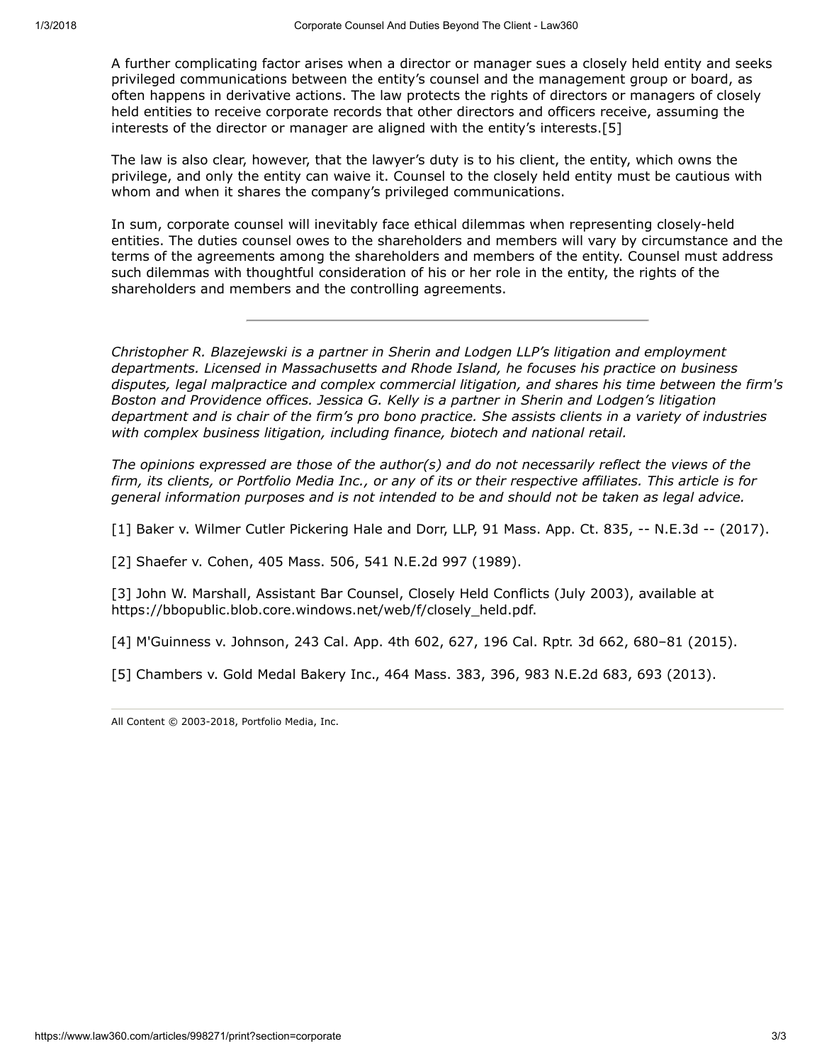A further complicating factor arises when a director or manager sues a closely held entity and seeks privileged communications between the entity's counsel and the management group or board, as often happens in derivative actions. The law protects the rights of directors or managers of closely held entities to receive corporate records that other directors and officers receive, assuming the interests of the director or manager are aligned with the entity's interests.[5]

The law is also clear, however, that the lawyer's duty is to his client, the entity, which owns the privilege, and only the entity can waive it. Counsel to the closely held entity must be cautious with whom and when it shares the company's privileged communications.

In sum, corporate counsel will inevitably face ethical dilemmas when representing closely-held entities. The duties counsel owes to the shareholders and members will vary by circumstance and the terms of the agreements among the shareholders and members of the entity. Counsel must address such dilemmas with thoughtful consideration of his or her role in the entity, the rights of the shareholders and members and the controlling agreements.

---

*Christopher R. Blazejewski is a partner in Sherin and Lodgen LLP's litigation and employment departments. Licensed in Massachusetts and Rhode Island, he focuses his practice on business disputes, legal malpractice and complex commercial litigation, and shares his time between the firm's Boston and Providence offices. Jessica G. Kelly is a partner in Sherin and Lodgen's litigation department and is chair of the firm's pro bono practice. She assists clients in a variety of industries with complex business litigation, including finance, biotech and national retail.*

*The opinions expressed are those of the author(s) and do not necessarily reflect the views of the firm, its clients, or Portfolio Media Inc., or any of its or their respective affiliates. This article is for general information purposes and is not intended to be and should not be taken as legal advice.*

[1] Baker v. Wilmer Cutler Pickering Hale and Dorr, LLP, 91 Mass. App. Ct. 835, -- N.E.3d -- (2017).

[2] Shaefer v. Cohen, 405 Mass. 506, 541 N.E.2d 997 (1989).

[3] John W. Marshall, Assistant Bar Counsel, Closely Held Conflicts (July 2003), available at https://bbopublic.blob.core.windows.net/web/f/closely_held.pdf.

[4] M'Guinness v. Johnson, 243 Cal. App. 4th 602, 627, 196 Cal. Rptr. 3d 662, 680–81 (2015).

[5] Chambers v. Gold Medal Bakery Inc., 464 Mass. 383, 396, 983 N.E.2d 683, 693 (2013).

All Content © 2003-2018, Portfolio Media, Inc.